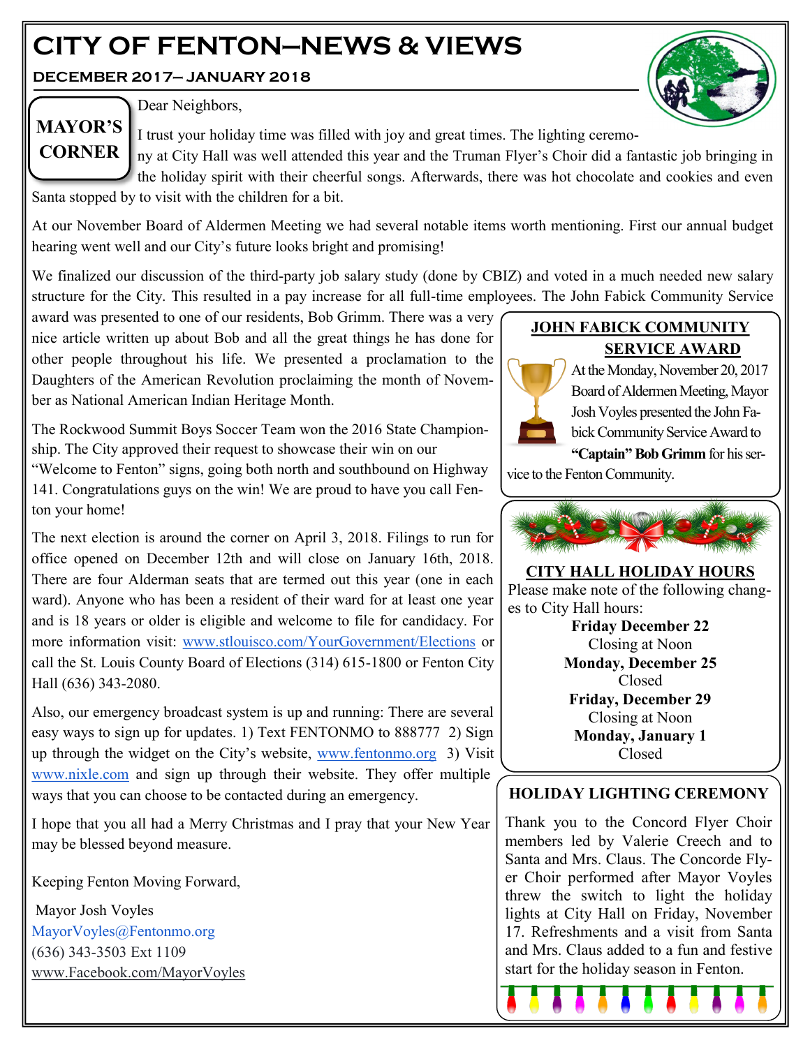# CITY OF FENTON—NEWS & VIEWS

**DECEMBER 2017— JANUARY 2018**

## MAYOR'S CORNER

Dear Neighbors,

I trust your holiday time was filled with joy and great times. The lighting ceremony at City Hall was well attended this year and the Truman Flyer's Choir did a fantastic job bringing in the holiday spirit with their cheerful songs. Afterwards, there was hot chocolate and cookies and even Santa stopped by to visit with the children for a bit.

At our November Board of Aldermen Meeting we had several notable items worth mentioning. First our annual budget hearing went well and our City's future looks bright and promising!

We finalized our discussion of the third-party job salary study (done by CBIZ) and voted in a much needed new salary structure for the City. This resulted in a pay increase for all full-time employees. The John Fabick Community Service award was presented to one of our residents, Bob Grimm. There was a very nice article written up about Bob and all the great things he has done for other people throughout his life. We presented a proclamation to the Daughters of the American Revolution proclaiming the month of November as National American Indian Heritage Month.

The Rockwood Summit Boys Soccer Team won the 2016 State Championship. The City approved their request to showcase their win on our "Welcome to Fenton" signs, going both north and southbound on Highway 141. Congratulations guys on the win! We are proud to have you call Fenton your home!

The next election is around the corner on April 3, 2018. Filings to run for office opened on December 12th and will close on January 16th, 2018. There are four Alderman seats that are termed out this year (one in each ward). Anyone who has been a resident of their ward for at least one year and is 18 years or older is eligible and welcome to file for candidacy. For more information visit: www.stlouisco.com/YourGovernment/Elections or call the St. Louis County Board of Elections (314) 615-1800 or Fenton City Hall (636) 343-2080.

Also, our emergency broadcast system is up and running: There are several easy ways to sign up for updates. 1) Text FENTONMO to 888777 2) Sign up through the widget on the City's website, www.fentonmo.org 3) Visit www.nixle.com and sign up through their website. They offer multiple ways that you can choose to be contacted during an emergency.

I hope that you all had a Merry Christmas and I pray that your New Year may be blessed beyond measure.

Keeping Fenton Moving Forward,

Mayor Josh Voyles
MayorVoyles@Fentonmo.org
(636) 343-3503 Ext 1109
www.Facebook.com/MayorVoyles

## JOHN FABICK COMMUNITY SERVICE AWARD

At the Monday, November 20, 2017 Board of Aldermen Meeting, Mayor Josh Voyles presented the John Fabick Community Service Award to **"Captain" Bob Grimm** for his service to the Fenton Community.

## CITY HALL HOLIDAY HOURS

Please make note of the following changes to City Hall hours:

**Friday December 22**
Closing at Noon

**Monday, December 25**
Closed

**Friday, December 29**
Closing at Noon

**Monday, January 1**
Closed

## HOLIDAY LIGHTING CEREMONY

Thank you to the Concord Flyer Choir members led by Valerie Creech and to Santa and Mrs. Claus. The Concorde Flyer Choir performed after Mayor Voyles threw the switch to light the holiday lights at City Hall on Friday, November 17. Refreshments and a visit from Santa and Mrs. Claus added to a fun and festive start for the holiday season in Fenton.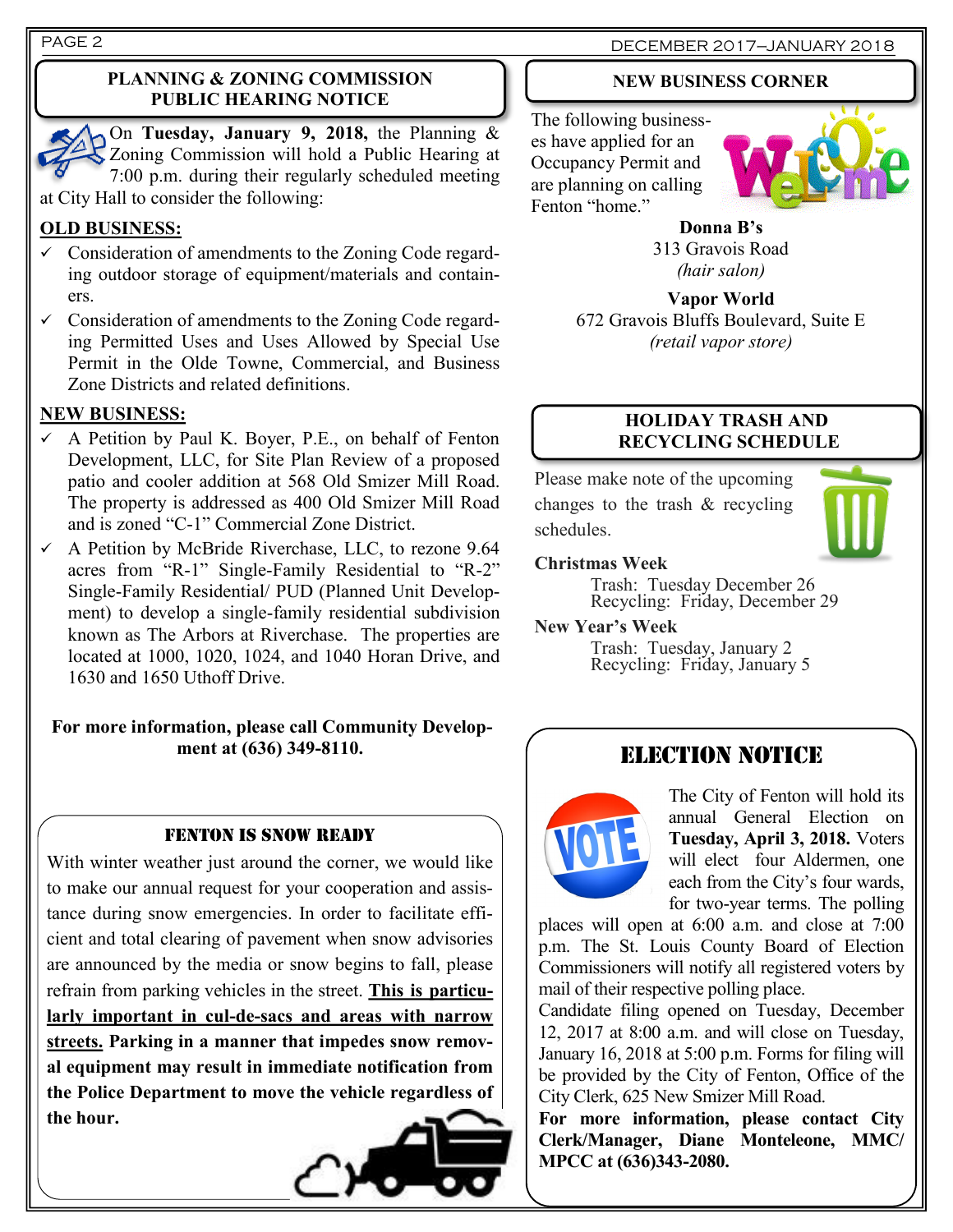## PLANNING & ZONING COMMISSION PUBLIC HEARING NOTICE

On **Tuesday, January 9, 2018,** the Planning & Zoning Commission will hold a Public Hearing at 7:00 p.m. during their regularly scheduled meeting at City Hall to consider the following:

**OLD BUSINESS:**

- ✓ Consideration of amendments to the Zoning Code regarding outdoor storage of equipment/materials and containers.
- ✓ Consideration of amendments to the Zoning Code regarding Permitted Uses and Uses Allowed by Special Use Permit in the Olde Towne, Commercial, and Business Zone Districts and related definitions.

**NEW BUSINESS:**

- ✓ A Petition by Paul K. Boyer, P.E., on behalf of Fenton Development, LLC, for Site Plan Review of a proposed patio and cooler addition at 568 Old Smizer Mill Road. The property is addressed as 400 Old Smizer Mill Road and is zoned "C-1" Commercial Zone District.
- ✓ A Petition by McBride Riverchase, LLC, to rezone 9.64 acres from "R-1" Single-Family Residential to "R-2" Single-Family Residential/ PUD (Planned Unit Development) to develop a single-family residential subdivision known as The Arbors at Riverchase. The properties are located at 1000, 1020, 1024, and 1040 Horan Drive, and 1630 and 1650 Uthoff Drive.

**For more information, please call Community Development at (636) 349-8110.**

## FENTON IS SNOW READY

With winter weather just around the corner, we would like to make our annual request for your cooperation and assistance during snow emergencies. In order to facilitate efficient and total clearing of pavement when snow advisories are announced by the media or snow begins to fall, please refrain from parking vehicles in the street. **This is particularly important in cul-de-sacs and areas with narrow streets. Parking in a manner that impedes snow removal equipment may result in immediate notification from the Police Department to move the vehicle regardless of the hour.**

## NEW BUSINESS CORNER

The following businesses have applied for an Occupancy Permit and are planning on calling Fenton "home."

**Donna B's**
313 Gravois Road
*(hair salon)*

**Vapor World**
672 Gravois Bluffs Boulevard, Suite E
*(retail vapor store)*

## HOLIDAY TRASH AND RECYCLING SCHEDULE

Please make note of the upcoming changes to the trash & recycling schedules.

**Christmas Week**
Trash: Tuesday December 26
Recycling: Friday, December 29

**New Year's Week**
Trash: Tuesday, January 2
Recycling: Friday, January 5

## ELECTION NOTICE

The City of Fenton will hold its annual General Election on **Tuesday, April 3, 2018.** Voters will elect four Aldermen, one each from the City's four wards, for two-year terms. The polling places will open at 6:00 a.m. and close at 7:00 p.m. The St. Louis County Board of Election Commissioners will notify all registered voters by mail of their respective polling place.

Candidate filing opened on Tuesday, December 12, 2017 at 8:00 a.m. and will close on Tuesday, January 16, 2018 at 5:00 p.m. Forms for filing will be provided by the City of Fenton, Office of the City Clerk, 625 New Smizer Mill Road.

**For more information, please contact City Clerk/Manager, Diane Monteleone, MMC/ MPCC at (636)343-2080.**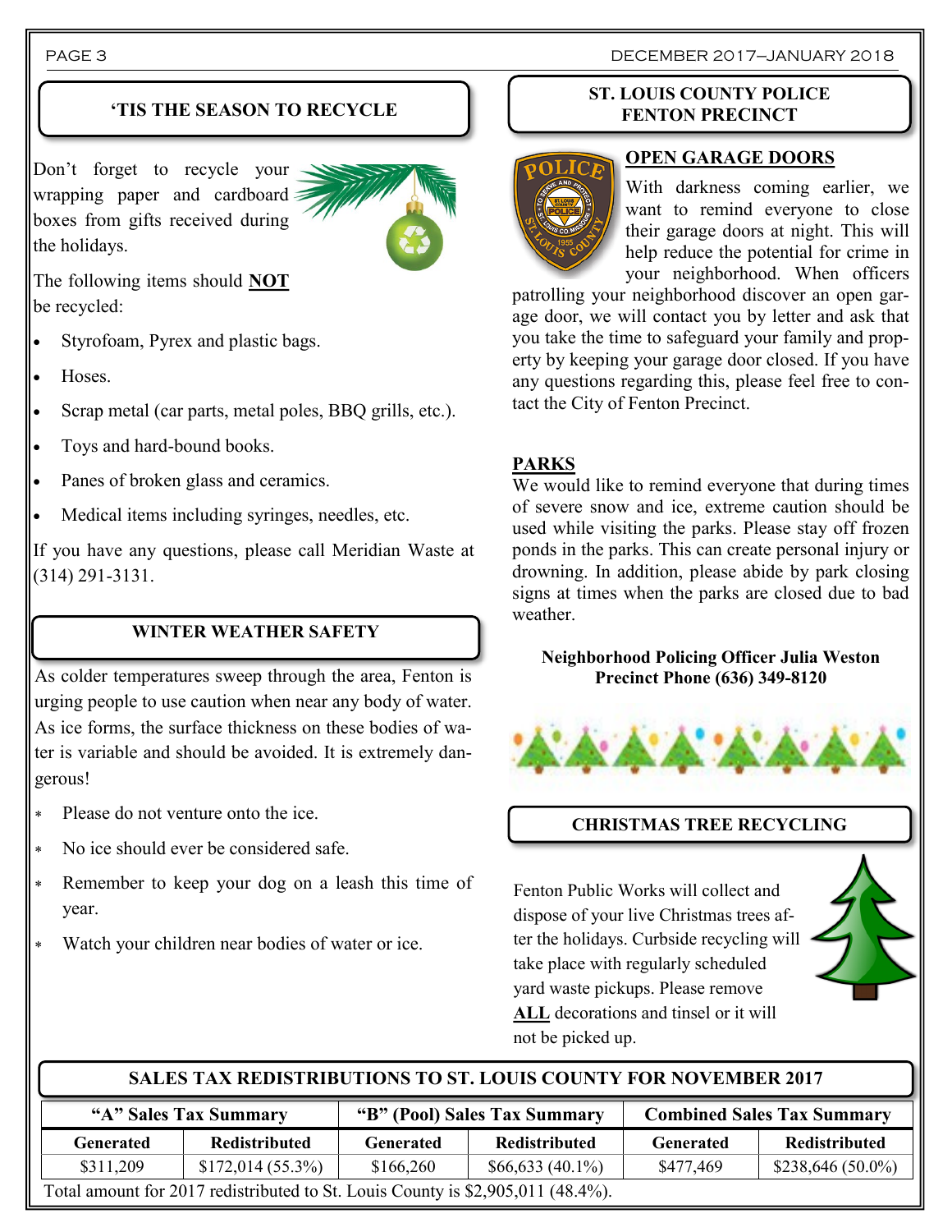## 'TIS THE SEASON TO RECYCLE

Don't forget to recycle your wrapping paper and cardboard boxes from gifts received during the holidays.

The following items should **NOT** be recycled:

- Styrofoam, Pyrex and plastic bags.
- Hoses.
- Scrap metal (car parts, metal poles, BBQ grills, etc.).
- Toys and hard-bound books.
- Panes of broken glass and ceramics.
- Medical items including syringes, needles, etc.

If you have any questions, please call Meridian Waste at (314) 291-3131.

## WINTER WEATHER SAFETY

As colder temperatures sweep through the area, Fenton is urging people to use caution when near any body of water. As ice forms, the surface thickness on these bodies of water is variable and should be avoided. It is extremely dangerous!

- Please do not venture onto the ice.
- No ice should ever be considered safe.
- Remember to keep your dog on a leash this time of year.
- Watch your children near bodies of water or ice.

## ST. LOUIS COUNTY POLICE FENTON PRECINCT

### OPEN GARAGE DOORS

With darkness coming earlier, we want to remind everyone to close their garage doors at night. This will help reduce the potential for crime in your neighborhood. When officers patrolling your neighborhood discover an open garage door, we will contact you by letter and ask that you take the time to safeguard your family and property by keeping your garage door closed. If you have any questions regarding this, please feel free to contact the City of Fenton Precinct.

### PARKS

We would like to remind everyone that during times of severe snow and ice, extreme caution should be used while visiting the parks. Please stay off frozen ponds in the parks. This can create personal injury or drowning. In addition, please abide by park closing signs at times when the parks are closed due to bad weather.

**Neighborhood Policing Officer Julia Weston**
**Precinct Phone (636) 349-8120**

## CHRISTMAS TREE RECYCLING

Fenton Public Works will collect and dispose of your live Christmas trees after the holidays. Curbside recycling will take place with regularly scheduled yard waste pickups. Please remove **ALL** decorations and tinsel or it will not be picked up.

## SALES TAX REDISTRIBUTIONS TO ST. LOUIS COUNTY FOR NOVEMBER 2017

| "A" Sales Tax Summary | | "B" (Pool) Sales Tax Summary | | Combined Sales Tax Summary | |
|---|---|---|---|---|---|
| Generated | Redistributed | Generated | Redistributed | Generated | Redistributed |
| $311,209 | $172,014 (55.3%) | $166,260 | $66,633 (40.1%) | $477,469 | $238,646 (50.0%) |

Total amount for 2017 redistributed to St. Louis County is $2,905,011 (48.4%).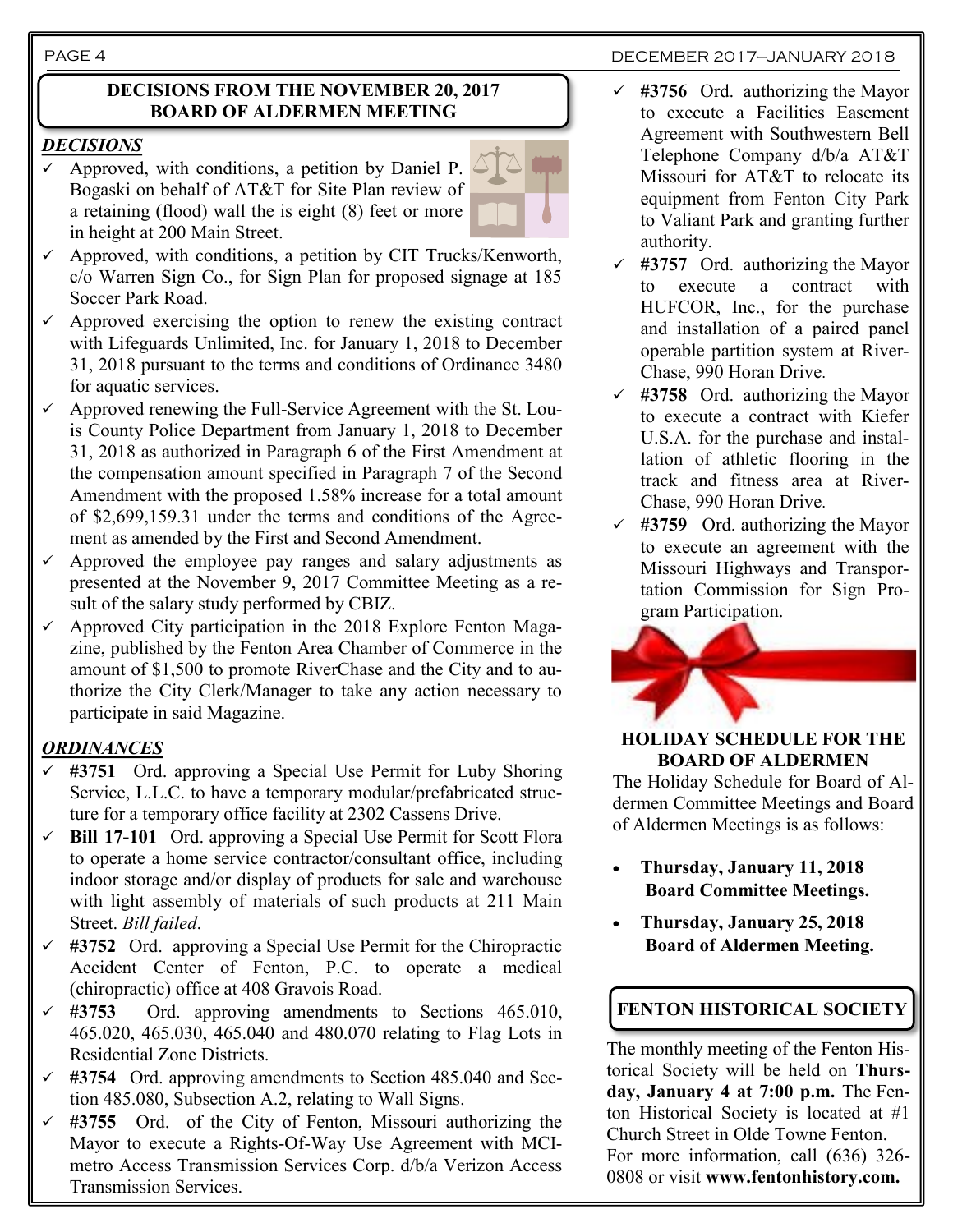## DECISIONS FROM THE NOVEMBER 20, 2017 BOARD OF ALDERMEN MEETING

### *DECISIONS*

- ✓ Approved, with conditions, a petition by Daniel P. Bogaski on behalf of AT&T for Site Plan review of a retaining (flood) wall the is eight (8) feet or more in height at 200 Main Street.
- ✓ Approved, with conditions, a petition by CIT Trucks/Kenworth, c/o Warren Sign Co., for Sign Plan for proposed signage at 185 Soccer Park Road.
- ✓ Approved exercising the option to renew the existing contract with Lifeguards Unlimited, Inc. for January 1, 2018 to December 31, 2018 pursuant to the terms and conditions of Ordinance 3480 for aquatic services.
- ✓ Approved renewing the Full-Service Agreement with the St. Louis County Police Department from January 1, 2018 to December 31, 2018 as authorized in Paragraph 6 of the First Amendment at the compensation amount specified in Paragraph 7 of the Second Amendment with the proposed 1.58% increase for a total amount of $2,699,159.31 under the terms and conditions of the Agreement as amended by the First and Second Amendment.
- ✓ Approved the employee pay ranges and salary adjustments as presented at the November 9, 2017 Committee Meeting as a result of the salary study performed by CBIZ.
- ✓ Approved City participation in the 2018 Explore Fenton Magazine, published by the Fenton Area Chamber of Commerce in the amount of $1,500 to promote RiverChase and the City and to authorize the City Clerk/Manager to take any action necessary to participate in said Magazine.

### *ORDINANCES*

- ✓ **#3751** Ord. approving a Special Use Permit for Luby Shoring Service, L.L.C. to have a temporary modular/prefabricated structure for a temporary office facility at 2302 Cassens Drive.
- ✓ **Bill 17-101** Ord. approving a Special Use Permit for Scott Flora to operate a home service contractor/consultant office, including indoor storage and/or display of products for sale and warehouse with light assembly of materials of such products at 211 Main Street. *Bill failed*.
- ✓ **#3752** Ord. approving a Special Use Permit for the Chiropractic Accident Center of Fenton, P.C. to operate a medical (chiropractic) office at 408 Gravois Road.
- ✓ **#3753** Ord. approving amendments to Sections 465.010, 465.020, 465.030, 465.040 and 480.070 relating to Flag Lots in Residential Zone Districts.
- ✓ **#3754** Ord. approving amendments to Section 485.040 and Section 485.080, Subsection A.2, relating to Wall Signs.
- ✓ **#3755** Ord. of the City of Fenton, Missouri authorizing the Mayor to execute a Rights-Of-Way Use Agreement with MCImetro Access Transmission Services Corp. d/b/a Verizon Access Transmission Services.
- ✓ **#3756** Ord. authorizing the Mayor to execute a Facilities Easement Agreement with Southwestern Bell Telephone Company d/b/a AT&T Missouri for AT&T to relocate its equipment from Fenton City Park to Valiant Park and granting further authority.
- ✓ **#3757** Ord. authorizing the Mayor to execute a contract with HUFCOR, Inc., for the purchase and installation of a paired panel operable partition system at RiverChase, 990 Horan Drive.
- ✓ **#3758** Ord. authorizing the Mayor to execute a contract with Kiefer U.S.A. for the purchase and installation of athletic flooring in the track and fitness area at RiverChase, 990 Horan Drive.
- ✓ **#3759** Ord. authorizing the Mayor to execute an agreement with the Missouri Highways and Transportation Commission for Sign Program Participation.

## HOLIDAY SCHEDULE FOR THE BOARD OF ALDERMEN

The Holiday Schedule for Board of Aldermen Committee Meetings and Board of Aldermen Meetings is as follows:

- **Thursday, January 11, 2018 Board Committee Meetings.**
- **Thursday, January 25, 2018 Board of Aldermen Meeting.**

## FENTON HISTORICAL SOCIETY

The monthly meeting of the Fenton Historical Society will be held on **Thursday, January 4 at 7:00 p.m.** The Fenton Historical Society is located at #1 Church Street in Olde Towne Fenton. For more information, call (636) 326-0808 or visit **www.fentonhistory.com.**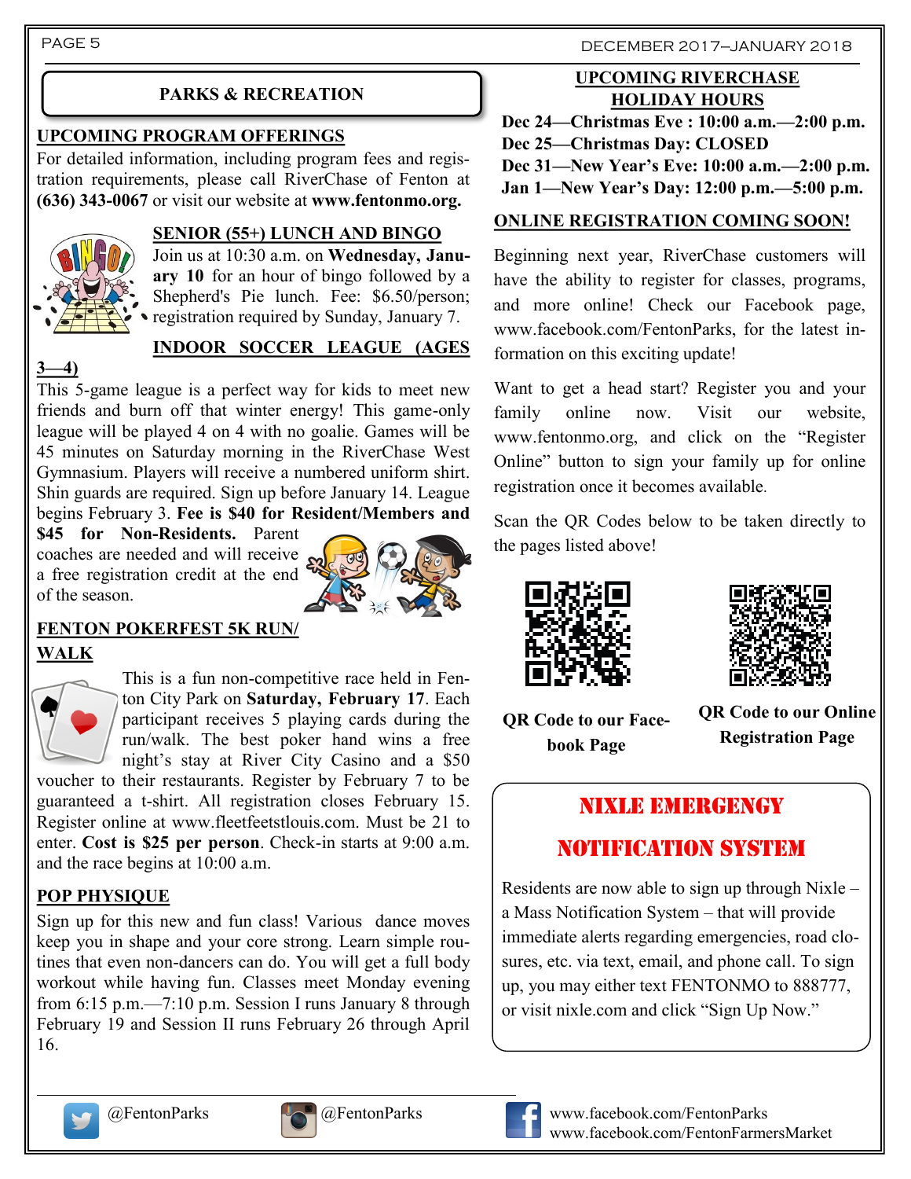## PARKS & RECREATION

### UPCOMING PROGRAM OFFERINGS

For detailed information, including program fees and registration requirements, please call RiverChase of Fenton at **(636) 343-0067** or visit our website at **www.fentonmo.org.**

### SENIOR (55+) LUNCH AND BINGO

Join us at 10:30 a.m. on **Wednesday, January 10** for an hour of bingo followed by a Shepherd's Pie lunch. Fee: $6.50/person; registration required by Sunday, January 7.

### INDOOR SOCCER LEAGUE (AGES 3—4)

This 5-game league is a perfect way for kids to meet new friends and burn off that winter energy! This game-only league will be played 4 on 4 with no goalie. Games will be 45 minutes on Saturday morning in the RiverChase West Gymnasium. Players will receive a numbered uniform shirt. Shin guards are required. Sign up before January 14. League begins February 3. **Fee is $40 for Resident/Members and $45 for Non-Residents.** Parent coaches are needed and will receive a free registration credit at the end of the season.

### FENTON POKERFEST 5K RUN/ WALK

This is a fun non-competitive race held in Fenton City Park on **Saturday, February 17**. Each participant receives 5 playing cards during the run/walk. The best poker hand wins a free night's stay at River City Casino and a $50 voucher to their restaurants. Register by February 7 to be guaranteed a t-shirt. All registration closes February 15. Register online at www.fleetfeetstlouis.com. Must be 21 to enter. **Cost is $25 per person**. Check-in starts at 9:00 a.m. and the race begins at 10:00 a.m.

### POP PHYSIQUE

Sign up for this new and fun class! Various dance moves keep you in shape and your core strong. Learn simple routines that even non-dancers can do. You will get a full body workout while having fun. Classes meet Monday evening from 6:15 p.m.—7:10 p.m. Session I runs January 8 through February 19 and Session II runs February 26 through April 16.

### UPCOMING RIVERCHASE HOLIDAY HOURS

**Dec 24—Christmas Eve : 10:00 a.m.—2:00 p.m.**
**Dec 25—Christmas Day: CLOSED**
**Dec 31—New Year's Eve: 10:00 a.m.—2:00 p.m.**
**Jan 1—New Year's Day: 12:00 p.m.—5:00 p.m.**

### ONLINE REGISTRATION COMING SOON!

Beginning next year, RiverChase customers will have the ability to register for classes, programs, and more online! Check our Facebook page, www.facebook.com/FentonParks, for the latest information on this exciting update!

Want to get a head start? Register you and your family online now. Visit our website, www.fentonmo.org, and click on the "Register Online" button to sign your family up for online registration once it becomes available.

Scan the QR Codes below to be taken directly to the pages listed above!

**QR Code to our Facebook Page**

**QR Code to our Online Registration Page**

### NIXLE EMERGENCY NOTIFICATION SYSTEM

Residents are now able to sign up through Nixle – a Mass Notification System – that will provide immediate alerts regarding emergencies, road closures, etc. via text, email, and phone call. To sign up, you may either text FENTONMO to 888777, or visit nixle.com and click "Sign Up Now."

@FentonParks  @FentonParks  www.facebook.com/FentonParks  www.facebook.com/FentonFarmersMarket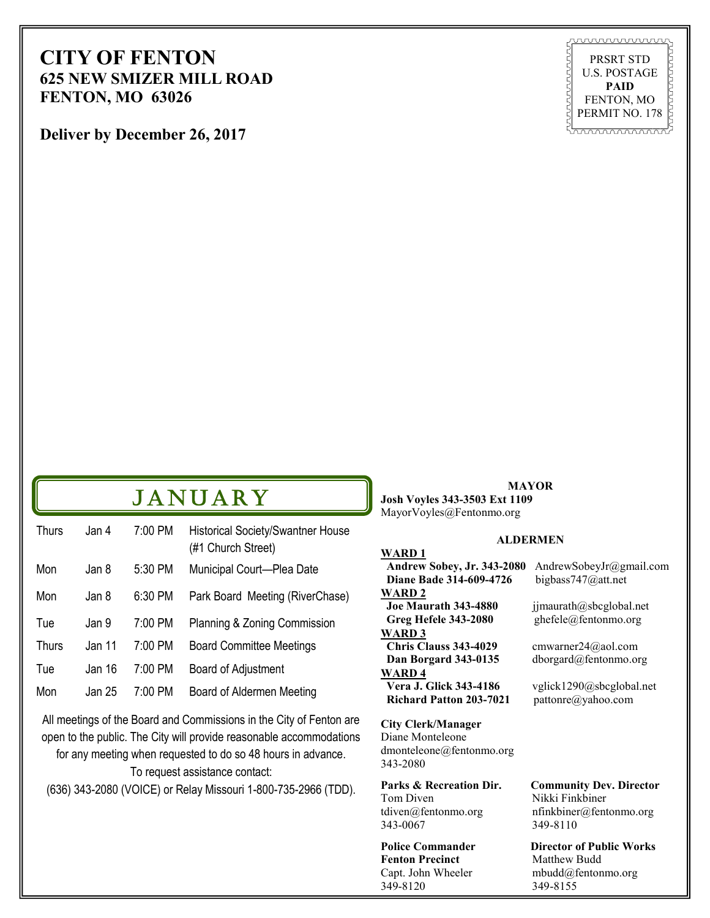**CITY OF FENTON**
**625 NEW SMIZER MILL ROAD**
**FENTON, MO 63026**

**Deliver by December 26, 2017**

PRSRT STD
U.S. POSTAGE
**PAID**
FENTON, MO
PERMIT NO. 178

## JANUARY

| | | | |
|---|---|---|---|
| Thurs | Jan 4 | 7:00 PM | Historical Society/Swantner House (#1 Church Street) |
| Mon | Jan 8 | 5:30 PM | Municipal Court—Plea Date |
| Mon | Jan 8 | 6:30 PM | Park Board Meeting (RiverChase) |
| Tue | Jan 9 | 7:00 PM | Planning & Zoning Commission |
| Thurs | Jan 11 | 7:00 PM | Board Committee Meetings |
| Tue | Jan 16 | 7:00 PM | Board of Adjustment |
| Mon | Jan 25 | 7:00 PM | Board of Aldermen Meeting |

All meetings of the Board and Commissions in the City of Fenton are open to the public. The City will provide reasonable accommodations for any meeting when requested to do so 48 hours in advance. To request assistance contact:
(636) 343-2080 (VOICE) or Relay Missouri 1-800-735-2966 (TDD).

**MAYOR**
**Josh Voyles 343-3503 Ext 1109**
MayorVoyles@Fentonmo.org

**ALDERMEN**

**WARD 1**
**Andrew Sobey, Jr. 343-2080** AndrewSobeyJr@gmail.com
**Diane Bade 314-609-4726** bigbass747@att.net

**WARD 2**
**Joe Maurath 343-4880** jjmaurath@sbcglobal.net
**Greg Hefele 343-2080** ghefele@fentonmo.org

**WARD 3**
**Chris Clauss 343-4029** cmwarner24@aol.com
**Dan Borgard 343-0135** dborgard@fentonmo.org

**WARD 4**
**Vera J. Glick 343-4186** vglick1290@sbcglobal.net
**Richard Patton 203-7021** pattonre@yahoo.com

**City Clerk/Manager**
Diane Monteleone
dmonteleone@fentonmo.org
343-2080

**Parks & Recreation Dir.**
Tom Diven
tdiven@fentonmo.org
343-0067

**Community Dev. Director**
Nikki Finkbiner
nfinkbiner@fentonmo.org
349-8110

**Police Commander**
**Fenton Precinct**
Capt. John Wheeler
349-8120

**Director of Public Works**
Matthew Budd
mbudd@fentonmo.org
349-8155